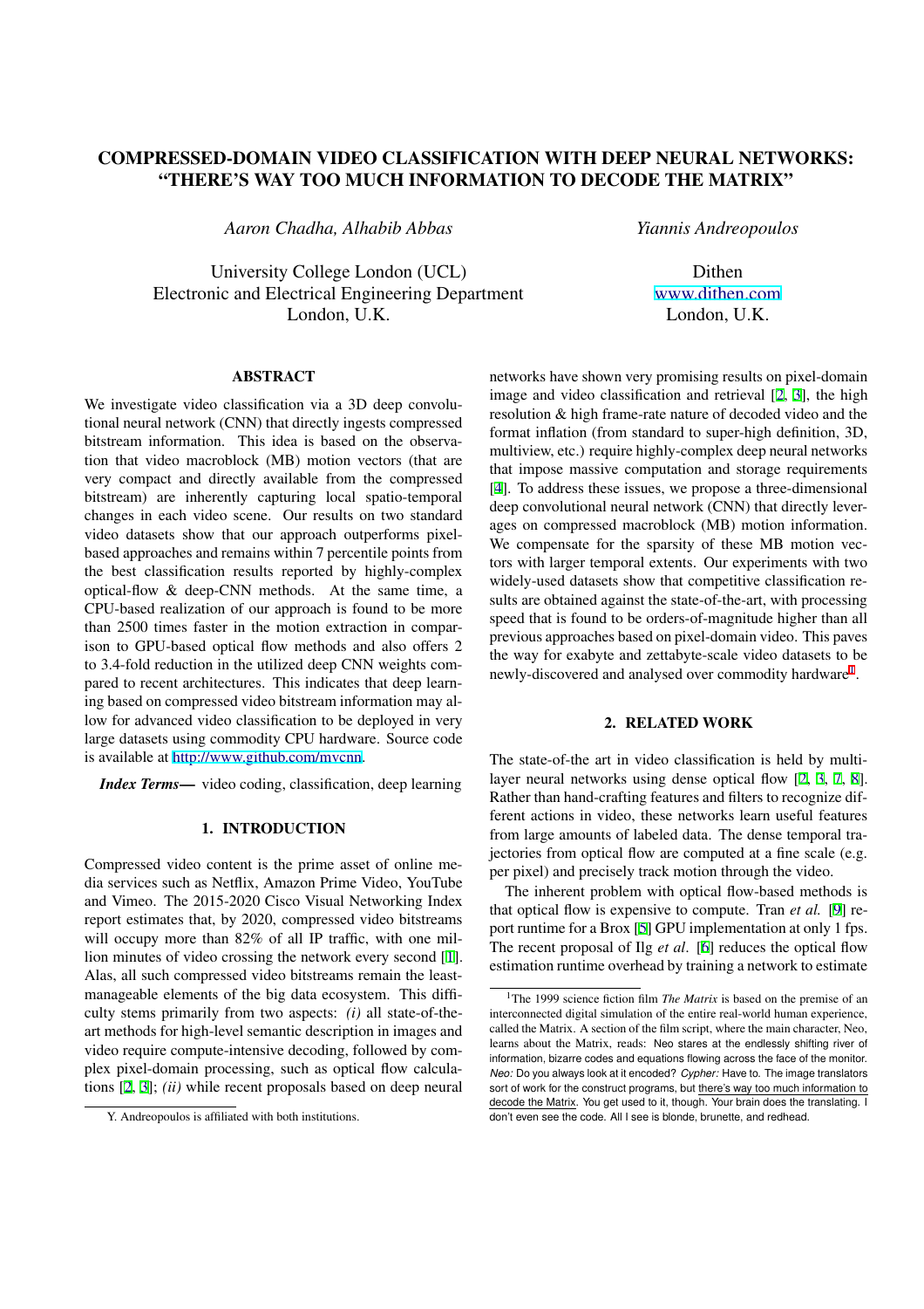#### COMPRESSED-DOMAIN VIDEO CLASSIFICATION WITH DEEP NEURAL NETWORKS: "THERE'S WAY TOO MUCH INFORMATION TO DECODE THE MATRIX"

*Aaron Chadha, Alhabib Abbas*

University College London (UCL)
Electronic and Electrical Engineering Department
London, U.K.

*Yiannis Andreopoulos*

Dithen
www.dithen.com
London, U.K.

## ABSTRACT

We investigate video classification via a 3D deep convolutional neural network (CNN) that directly ingests compressed bitstream information. This idea is based on the observation that video macroblock (MB) motion vectors (that are very compact and directly available from the compressed bitstream) are inherently capturing local spatio-temporal changes in each video scene. Our results on two standard video datasets show that our approach outperforms pixel-based approaches and remains within 7 percentile points from the best classification results reported by highly-complex optical-flow & deep-CNN methods. At the same time, a CPU-based realization of our approach is found to be more than 2500 times faster in the motion extraction in comparison to GPU-based optical flow methods and also offers 2 to 3.4-fold reduction in the utilized deep CNN weights compared to recent architectures. This indicates that deep learning based on compressed video bitstream information may allow for advanced video classification to be deployed in very large datasets using commodity CPU hardware. Source code is available at http://www.github.com/mvcnn.

***Index Terms***— video coding, classification, deep learning

## 1. INTRODUCTION

Compressed video content is the prime asset of online media services such as Netflix, Amazon Prime Video, YouTube and Vimeo. The 2015-2020 Cisco Visual Networking Index report estimates that, by 2020, compressed video bitstreams will occupy more than 82% of all IP traffic, with one million minutes of video crossing the network every second [1]. Alas, all such compressed video bitstreams remain the least-manageable elements of the big data ecosystem. This difficulty stems primarily from two aspects: *(i)* all state-of-the-art methods for high-level semantic description in images and video require compute-intensive decoding, followed by complex pixel-domain processing, such as optical flow calculations [2, 3]; *(ii)* while recent proposals based on deep neural networks have shown very promising results on pixel-domain image and video classification and retrieval [2, 3], the high resolution & high frame-rate nature of decoded video and the format inflation (from standard to super-high definition, 3D, multiview, etc.) require highly-complex deep neural networks that impose massive computation and storage requirements [4]. To address these issues, we propose a three-dimensional deep convolutional neural network (CNN) that directly leverages on compressed macroblock (MB) motion information. We compensate for the sparsity of these MB motion vectors with larger temporal extents. Our experiments with two widely-used datasets show that competitive classification results are obtained against the state-of-the-art, with processing speed that is found to be orders-of-magnitude higher than all previous approaches based on pixel-domain video. This paves the way for exabyte and zettabyte-scale video datasets to be newly-discovered and analysed over commodity hardware[1].

## 2. RELATED WORK

The state-of-the art in video classification is held by multi-layer neural networks using dense optical flow [2, 3, 7, 8]. Rather than hand-crafting features and filters to recognize different actions in video, these networks learn useful features from large amounts of labeled data. The dense temporal trajectories from optical flow are computed at a fine scale (e.g. per pixel) and precisely track motion through the video.

The inherent problem with optical flow-based methods is that optical flow is expensive to compute. Tran *et al.* [9] report runtime for a Brox [5] GPU implementation at only 1 fps. The recent proposal of Ilg *et al.* [6] reduces the optical flow estimation runtime overhead by training a network to estimate

---

Y. Andreopoulos is affiliated with both institutions.

[1]The 1999 science fiction film *The Matrix* is based on the premise of an interconnected digital simulation of the entire real-world human experience, called the Matrix. A section of the film script, where the main character, Neo, learns about the Matrix, reads: Neo stares at the endlessly shifting river of information, bizarre codes and equations flowing across the face of the monitor. *Neo:* Do you always look at it encoded? *Cypher:* Have to. The image translators sort of work for the construct programs, but there's way too much information to decode the Matrix. You get used to it, though. Your brain does the translating. I don't even see the code. All I see is blonde, brunette, and redhead.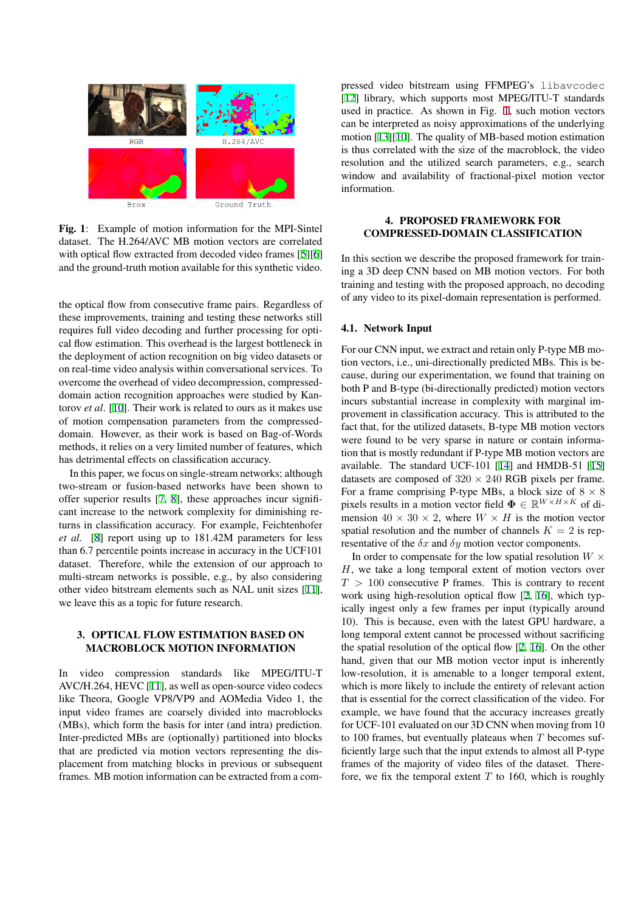**Fig. 1**: Example of motion information for the MPI-Sintel dataset. The H.264/AVC MB motion vectors are correlated with optical flow extracted from decoded video frames [5][6] and the ground-truth motion available for this synthetic video.

the optical flow from consecutive frame pairs. Regardless of these improvements, training and testing these networks still requires full video decoding and further processing for optical flow estimation. This overhead is the largest bottleneck in the deployment of action recognition on big video datasets or on real-time video analysis within conversational services. To overcome the overhead of video decompression, compressed-domain action recognition approaches were studied by Kantorov *et al.* [10]. Their work is related to ours as it makes use of motion compensation parameters from the compressed-domain. However, as their work is based on Bag-of-Words methods, it relies on a very limited number of features, which has detrimental effects on classification accuracy.

In this paper, we focus on single-stream networks; although two-stream or fusion-based networks have been shown to offer superior results [7, 8], these approaches incur significant increase to the network complexity for diminishing returns in classification accuracy. For example, Feichtenhofer *et al.* [8] report using up to 181.42M parameters for less than 6.7 percentile points increase in accuracy in the UCF101 dataset. Therefore, while the extension of our approach to multi-stream networks is possible, e.g., by also considering other video bitstream elements such as NAL unit sizes [11], we leave this as a topic for future research.

## 3. OPTICAL FLOW ESTIMATION BASED ON MACROBLOCK MOTION INFORMATION

In video compression standards like MPEG/ITU-T AVC/H.264, HEVC [11], as well as open-source video codecs like Theora, Google VP8/VP9 and AOMedia Video 1, the input video frames are coarsely divided into macroblocks (MBs), which form the basis for inter (and intra) prediction. Inter-predicted MBs are (optionally) partitioned into blocks that are predicted via motion vectors representing the displacement from matching blocks in previous or subsequent frames. MB motion information can be extracted from a compressed video bitstream using FFMPEG's `libavcodec` [12] library, which supports most MPEG/ITU-T standards used in practice. As shown in Fig. 1, such motion vectors can be interpreted as noisy approximations of the underlying motion [13][10]. The quality of MB-based motion estimation is thus correlated with the size of the macroblock, the video resolution and the utilized search parameters, e.g., search window and availability of fractional-pixel motion vector information.

## 4. PROPOSED FRAMEWORK FOR COMPRESSED-DOMAIN CLASSIFICATION

In this section we describe the proposed framework for training a 3D deep CNN based on MB motion vectors. For both training and testing with the proposed approach, no decoding of any video to its pixel-domain representation is performed.

### 4.1. Network Input

For our CNN input, we extract and retain only P-type MB motion vectors, i.e., uni-directionally predicted MBs. This is because, during our experimentation, we found that training on both P and B-type (bi-directionally predicted) motion vectors incurs substantial increase in complexity with marginal improvement in classification accuracy. This is attributed to the fact that, for the utilized datasets, B-type MB motion vectors were found to be very sparse in nature or contain information that is mostly redundant if P-type MB motion vectors are available. The standard UCF-101 [14] and HMDB-51 [15] datasets are composed of $320 \times 240$ RGB pixels per frame. For a frame comprising P-type MBs, a block size of $8 \times 8$ pixels results in a motion vector field $\mathbf{\Phi} \in \mathbb{R}^{W \times H \times K}$ of dimension $40 \times 30 \times 2$, where $W \times H$ is the motion vector spatial resolution and the number of channels $K = 2$ is representative of the $\delta x$ and $\delta y$ motion vector components.

In order to compensate for the low spatial resolution $W \times H$, we take a long temporal extent of motion vectors over $T > 100$ consecutive P frames. This is contrary to recent work using high-resolution optical flow [2, 16], which typically ingest only a few frames per input (typically around 10). This is because, even with the latest GPU hardware, a long temporal extent cannot be processed without sacrificing the spatial resolution of the optical flow [2, 16]. On the other hand, given that our MB motion vector input is inherently low-resolution, it is amenable to a longer temporal extent, which is more likely to include the entirety of relevant action that is essential for the correct classification of the video. For example, we have found that the accuracy increases greatly for UCF-101 evaluated on our 3D CNN when moving from 10 to 100 frames, but eventually plateaus when $T$ becomes sufficiently large such that the input extends to almost all P-type frames of the majority of video files of the dataset. Therefore, we fix the temporal extent $T$ to 160, which is roughly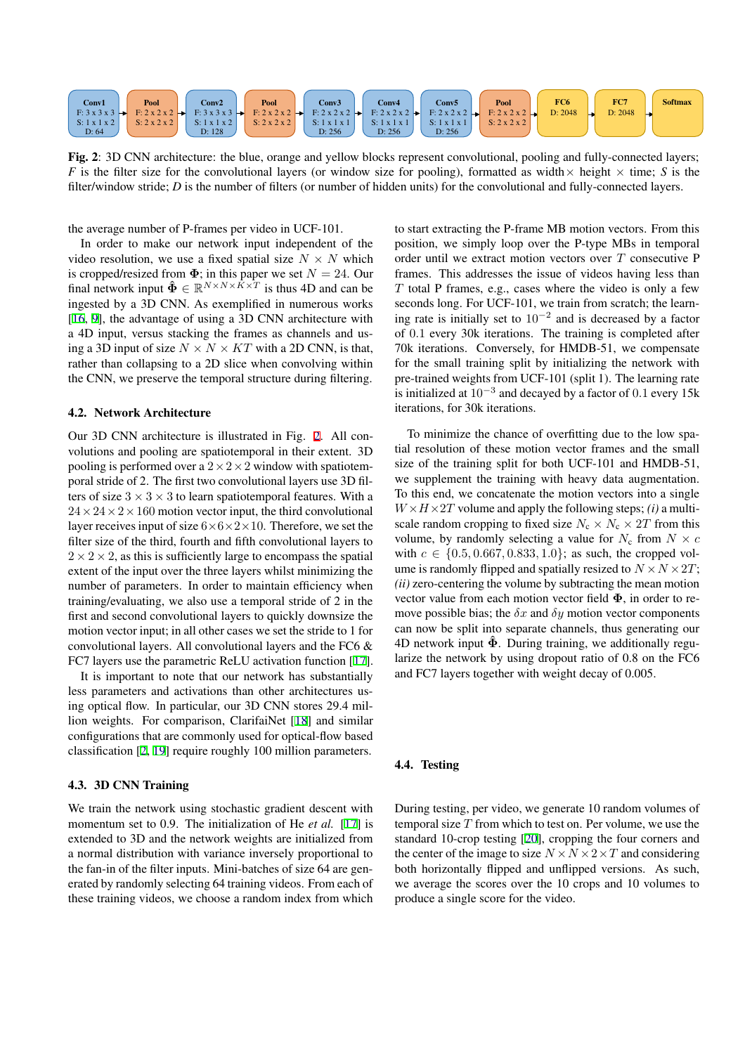| Conv1 | Pool | Conv2 | Pool | Conv3 | Conv4 | Conv5 | Pool | FC6 | FC7 | Softmax |
|---|---|---|---|---|---|---|---|---|---|---|
| F: 3 x 3 x 3 | F: 2 x 2 x 2 | F: 3 x 3 x 3 | F: 2 x 2 x 2 | F: 2 x 2 x 2 | F: 2 x 2 x 2 | F: 2 x 2 x 2 | F: 2 x 2 x 2 | D: 2048 | D: 2048 | |
| S: 1 x 1 x 2 | S: 2 x 2 x 2 | S: 1 x 1 x 2 | S: 2 x 2 x 2 | S: 1 x 1 x 1 | S: 1 x 1 x 1 | S: 1 x 1 x 1 | S: 2 x 2 x 2 | | | |
| D: 64 | | D: 128 | | D: 256 | D: 256 | D: 256 | | | | |

**Fig. 2**: 3D CNN architecture: the blue, orange and yellow blocks represent convolutional, pooling and fully-connected layers; $F$ is the filter size for the convolutional layers (or window size for pooling), formatted as width$\times$ height $\times$ time; $S$ is the filter/window stride; $D$ is the number of filters (or number of hidden units) for the convolutional and fully-connected layers.

the average number of P-frames per video in UCF-101.

In order to make our network input independent of the video resolution, we use a fixed spatial size $N \times N$ which is cropped/resized from $\mathbf{\Phi}$; in this paper we set $N = 24$. Our final network input $\hat{\mathbf{\Phi}} \in \mathbb{R}^{N \times N \times K \times T}$ is thus 4D and can be ingested by a 3D CNN. As exemplified in numerous works [16, 9], the advantage of using a 3D CNN architecture with a 4D input, versus stacking the frames as channels and using a 3D input of size $N \times N \times KT$ with a 2D CNN, is that, rather than collapsing to a 2D slice when convolving within the CNN, we preserve the temporal structure during filtering.

### 4.2. Network Architecture

Our 3D CNN architecture is illustrated in Fig. 2. All convolutions and pooling are spatiotemporal in their extent. 3D pooling is performed over a $2 \times 2 \times 2$ window with spatiotemporal stride of 2. The first two convolutional layers use 3D filters of size $3 \times 3 \times 3$ to learn spatiotemporal features. With a $24 \times 24 \times 2 \times 160$ motion vector input, the third convolutional layer receives input of size $6 \times 6 \times 2 \times 10$. Therefore, we set the filter size of the third, fourth and fifth convolutional layers to $2 \times 2 \times 2$, as this is sufficiently large to encompass the spatial extent of the input over the three layers whilst minimizing the number of parameters. In order to maintain efficiency when training/evaluating, we also use a temporal stride of 2 in the first and second convolutional layers to quickly downsize the motion vector input; in all other cases we set the stride to 1 for convolutional layers. All convolutional layers and the FC6 & FC7 layers use the parametric ReLU activation function [17].

It is important to note that our network has substantially less parameters and activations than other architectures using optical flow. In particular, our 3D CNN stores 29.4 million weights. For comparison, ClarifaiNet [18] and similar configurations that are commonly used for optical-flow based classification [2, 19] require roughly 100 million parameters.

### 4.3. 3D CNN Training

We train the network using stochastic gradient descent with momentum set to 0.9. The initialization of He *et al.* [17] is extended to 3D and the network weights are initialized from a normal distribution with variance inversely proportional to the fan-in of the filter inputs. Mini-batches of size 64 are generated by randomly selecting 64 training videos. From each of these training videos, we choose a random index from which to start extracting the P-frame MB motion vectors. From this position, we simply loop over the P-type MBs in temporal order until we extract motion vectors over $T$ consecutive P frames. This addresses the issue of videos having less than $T$ total P frames, e.g., cases where the video is only a few seconds long. For UCF-101, we train from scratch; the learning rate is initially set to $10^{-2}$ and is decreased by a factor of $0.1$ every 30k iterations. The training is completed after 70k iterations. Conversely, for HMDB-51, we compensate for the small training split by initializing the network with pre-trained weights from UCF-101 (split 1). The learning rate is initialized at $10^{-3}$ and decayed by a factor of $0.1$ every 15k iterations, for 30k iterations.

To minimize the chance of overfitting due to the low spatial resolution of these motion vector frames and the small size of the training split for both UCF-101 and HMDB-51, we supplement the training with heavy data augmentation. To this end, we concatenate the motion vectors into a single $W \times H \times 2T$ volume and apply the following steps; *(i)* a multi-scale random cropping to fixed size $N_c \times N_c \times 2T$ from this volume, by randomly selecting a value for $N_c$ from $N \times c$ with $c \in \{0.5, 0.667, 0.833, 1.0\}$; as such, the cropped volume is randomly flipped and spatially resized to $N \times N \times 2T$; *(ii)* zero-centering the volume by subtracting the mean motion vector value from each motion vector field $\mathbf{\Phi}$, in order to remove possible bias; the $\delta x$ and $\delta y$ motion vector components can now be split into separate channels, thus generating our 4D network input $\hat{\mathbf{\Phi}}$. During training, we additionally regularize the network by using dropout ratio of 0.8 on the FC6 and FC7 layers together with weight decay of 0.005.

### 4.4. Testing

During testing, per video, we generate 10 random volumes of temporal size $T$ from which to test on. Per volume, we use the standard 10-crop testing [20], cropping the four corners and the center of the image to size $N \times N \times 2 \times T$ and considering both horizontally flipped and unflipped versions. As such, we average the scores over the 10 crops and 10 volumes to produce a single score for the video.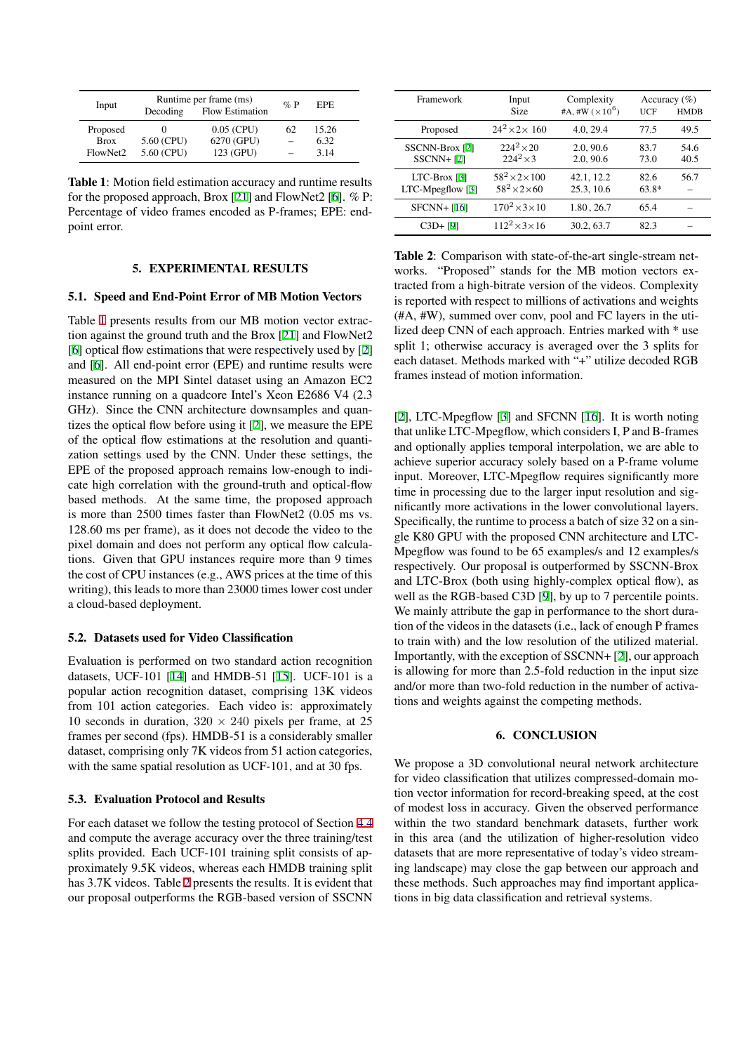| Input | Runtime per frame (ms) | | % P | EPE |
|---|---|---|---|---|
| | Decoding | Flow Estimation | | |
| Proposed | 0 | 0.05 (CPU) | 62 | 15.26 |
| Brox | 5.60 (CPU) | 6270 (GPU) | – | 6.32 |
| FlowNet2 | 5.60 (CPU) | 123 (GPU) | – | 3.14 |

**Table 1**: Motion field estimation accuracy and runtime results for the proposed approach, Brox [21] and FlowNet2 [6]. % P: Percentage of video frames encoded as P-frames; EPE: end-point error.

## 5. EXPERIMENTAL RESULTS

### 5.1. Speed and End-Point Error of MB Motion Vectors

Table 1 presents results from our MB motion vector extraction against the ground truth and the Brox [21] and FlowNet2 [6] optical flow estimations that were respectively used by [2] and [6]. All end-point error (EPE) and runtime results were measured on the MPI Sintel dataset using an Amazon EC2 instance running on a quadcore Intel's Xeon E2686 V4 (2.3 GHz). Since the CNN architecture downsamples and quantizes the optical flow before using it [2], we measure the EPE of the optical flow estimations at the resolution and quantization settings used by the CNN. Under these settings, the EPE of the proposed approach remains low-enough to indicate high correlation with the ground-truth and optical-flow based methods. At the same time, the proposed approach is more than 2500 times faster than FlowNet2 (0.05 ms vs. 128.60 ms per frame), as it does not decode the video to the pixel domain and does not perform any optical flow calculations. Given that GPU instances require more than 9 times the cost of CPU instances (e.g., AWS prices at the time of this writing), this leads to more than 23000 times lower cost under a cloud-based deployment.

### 5.2. Datasets used for Video Classification

Evaluation is performed on two standard action recognition datasets, UCF-101 [14] and HMDB-51 [15]. UCF-101 is a popular action recognition dataset, comprising 13K videos from 101 action categories. Each video is approximately 10 seconds in duration, $320 \times 240$ pixels per frame, at 25 frames per second (fps). HMDB-51 is a considerably smaller dataset, comprising only 7K videos from 51 action categories, with the same spatial resolution as UCF-101, and at 30 fps.

### 5.3. Evaluation Protocol and Results

For each dataset we follow the testing protocol of Section 4.4 and compute the average accuracy over the three training/test splits provided. Each UCF-101 training split consists of approximately 9.5K videos, whereas each HMDB training split has 3.7K videos. Table 2 presents the results. It is evident that our proposal outperforms the RGB-based version of SSCNN

| Framework | Input Size | Complexity #A, #W ($\times 10^6$) | Accuracy (%) | |
|---|---|---|---|---|
| | | | UCF | HMDB |
| Proposed | $24^2 \times 2 \times 160$ | 4.0, 29.4 | 77.5 | 49.5 |
| SSCNN-Brox [2] | $224^2 \times 20$ | 2.0, 90.6 | 83.7 | 54.6 |
| SSCNN+ [2] | $224^2 \times 3$ | 2.0, 90.6 | 73.0 | 40.5 |
| LTC-Brox [3] | $58^2 \times 2 \times 100$ | 42.1, 12.2 | 82.6 | 56.7 |
| LTC-Mpegflow [3] | $58^2 \times 2 \times 60$ | 25.3, 10.6 | 63.8* | – |
| SFCNN+ [16] | $170^2 \times 3 \times 10$ | 1.80 , 26.7 | 65.4 | – |
| C3D+ [9] | $112^2 \times 3 \times 16$ | 30.2, 63.7 | 82.3 | – |

**Table 2**: Comparison with state-of-the-art single-stream networks. "Proposed" stands for the MB motion vectors extracted from a high-bitrate version of the videos. Complexity is reported with respect to millions of activations and weights (#A, #W), summed over conv, pool and FC layers in the utilized deep CNN of each approach. Entries marked with * use split 1; otherwise accuracy is averaged over the 3 splits for each dataset. Methods marked with "+" utilize decoded RGB frames instead of motion information.

[2], LTC-Mpegflow [3] and SFCNN [16]. It is worth noting that unlike LTC-Mpegflow, which considers I, P and B-frames and optionally applies temporal interpolation, we are able to achieve superior accuracy solely based on a P-frame volume input. Moreover, LTC-Mpegflow requires significantly more time in processing due to the larger input resolution and significantly more activations in the lower convolutional layers. Specifically, the runtime to process a batch of size 32 on a single K80 GPU with the proposed CNN architecture and LTC-Mpegflow was found to be 65 examples/s and 12 examples/s respectively. Our proposal is outperformed by SSCNN-Brox and LTC-Brox (both using highly-complex optical flow), as well as the RGB-based C3D [9], by up to 7 percentile points. We mainly attribute the gap in performance to the short duration of the videos in the datasets (i.e., lack of enough P frames to train with) and the low resolution of the utilized material. Importantly, with the exception of SSCNN+ [2], our approach is allowing for more than 2.5-fold reduction in the input size and/or more than two-fold reduction in the number of activations and weights against the competing methods.

## 6. CONCLUSION

We propose a 3D convolutional neural network architecture for video classification that utilizes compressed-domain motion vector information for record-breaking speed, at the cost of modest loss in accuracy. Given the observed performance within the two standard benchmark datasets, further work in this area (and the utilization of higher-resolution video datasets that are more representative of today's video streaming landscape) may close the gap between our approach and these methods. Such approaches may find important applications in big data classification and retrieval systems.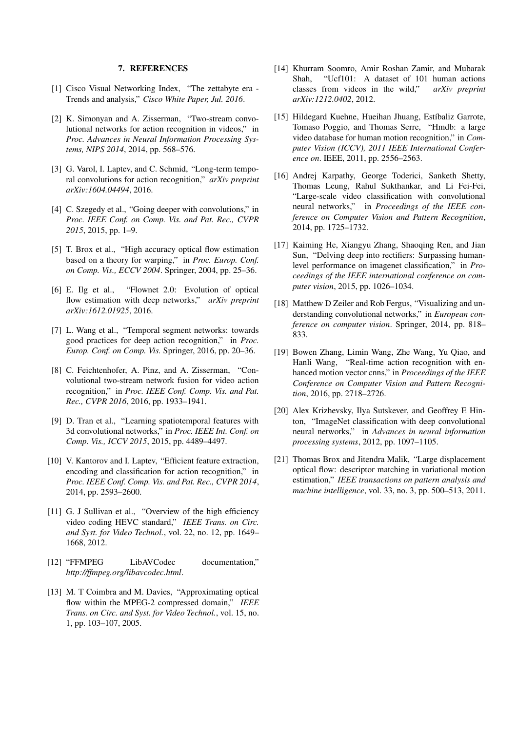## 7. REFERENCES

[1] Cisco Visual Networking Index, "The zettabyte era - Trends and analysis," *Cisco White Paper, Jul. 2016*.

[2] K. Simonyan and A. Zisserman, "Two-stream convolutional networks for action recognition in videos," in *Proc. Advances in Neural Information Processing Systems, NIPS 2014*, 2014, pp. 568–576.

[3] G. Varol, I. Laptev, and C. Schmid, "Long-term temporal convolutions for action recognition," *arXiv preprint arXiv:1604.04494*, 2016.

[4] C. Szegedy et al., "Going deeper with convolutions," in *Proc. IEEE Conf. on Comp. Vis. and Pat. Rec., CVPR 2015*, 2015, pp. 1–9.

[5] T. Brox et al., "High accuracy optical flow estimation based on a theory for warping," in *Proc. Europ. Conf. on Comp. Vis., ECCV 2004*. Springer, 2004, pp. 25–36.

[6] E. Ilg et al., "Flownet 2.0: Evolution of optical flow estimation with deep networks," *arXiv preprint arXiv:1612.01925*, 2016.

[7] L. Wang et al., "Temporal segment networks: towards good practices for deep action recognition," in *Proc. Europ. Conf. on Comp. Vis.* Springer, 2016, pp. 20–36.

[8] C. Feichtenhofer, A. Pinz, and A. Zisserman, "Convolutional two-stream network fusion for video action recognition," in *Proc. IEEE Conf. Comp. Vis. and Pat. Rec., CVPR 2016*, 2016, pp. 1933–1941.

[9] D. Tran et al., "Learning spatiotemporal features with 3d convolutional networks," in *Proc. IEEE Int. Conf. on Comp. Vis., ICCV 2015*, 2015, pp. 4489–4497.

[10] V. Kantorov and I. Laptev, "Efficient feature extraction, encoding and classification for action recognition," in *Proc. IEEE Conf. Comp. Vis. and Pat. Rec., CVPR 2014*, 2014, pp. 2593–2600.

[11] G. J Sullivan et al., "Overview of the high efficiency video coding HEVC standard," *IEEE Trans. on Circ. and Syst. for Video Technol.*, vol. 22, no. 12, pp. 1649–1668, 2012.

[12] "FFMPEG LibAVCodec documentation," *http://ffmpeg.org/libavcodec.html*.

[13] M. T Coimbra and M. Davies, "Approximating optical flow within the MPEG-2 compressed domain," *IEEE Trans. on Circ. and Syst. for Video Technol.*, vol. 15, no. 1, pp. 103–107, 2005.

[14] Khurram Soomro, Amir Roshan Zamir, and Mubarak Shah, "Ucf101: A dataset of 101 human actions classes from videos in the wild," *arXiv preprint arXiv:1212.0402*, 2012.

[15] Hildegard Kuehne, Hueihan Jhuang, Estíbaliz Garrote, Tomaso Poggio, and Thomas Serre, "Hmdb: a large video database for human motion recognition," in *Computer Vision (ICCV), 2011 IEEE International Conference on*. IEEE, 2011, pp. 2556–2563.

[16] Andrej Karpathy, George Toderici, Sanketh Shetty, Thomas Leung, Rahul Sukthankar, and Li Fei-Fei, "Large-scale video classification with convolutional neural networks," in *Proceedings of the IEEE conference on Computer Vision and Pattern Recognition*, 2014, pp. 1725–1732.

[17] Kaiming He, Xiangyu Zhang, Shaoqing Ren, and Jian Sun, "Delving deep into rectifiers: Surpassing human-level performance on imagenet classification," in *Proceedings of the IEEE international conference on computer vision*, 2015, pp. 1026–1034.

[18] Matthew D Zeiler and Rob Fergus, "Visualizing and understanding convolutional networks," in *European conference on computer vision*. Springer, 2014, pp. 818–833.

[19] Bowen Zhang, Limin Wang, Zhe Wang, Yu Qiao, and Hanli Wang, "Real-time action recognition with enhanced motion vector cnns," in *Proceedings of the IEEE Conference on Computer Vision and Pattern Recognition*, 2016, pp. 2718–2726.

[20] Alex Krizhevsky, Ilya Sutskever, and Geoffrey E Hinton, "ImageNet classification with deep convolutional neural networks," in *Advances in neural information processing systems*, 2012, pp. 1097–1105.

[21] Thomas Brox and Jitendra Malik, "Large displacement optical flow: descriptor matching in variational motion estimation," *IEEE transactions on pattern analysis and machine intelligence*, vol. 33, no. 3, pp. 500–513, 2011.